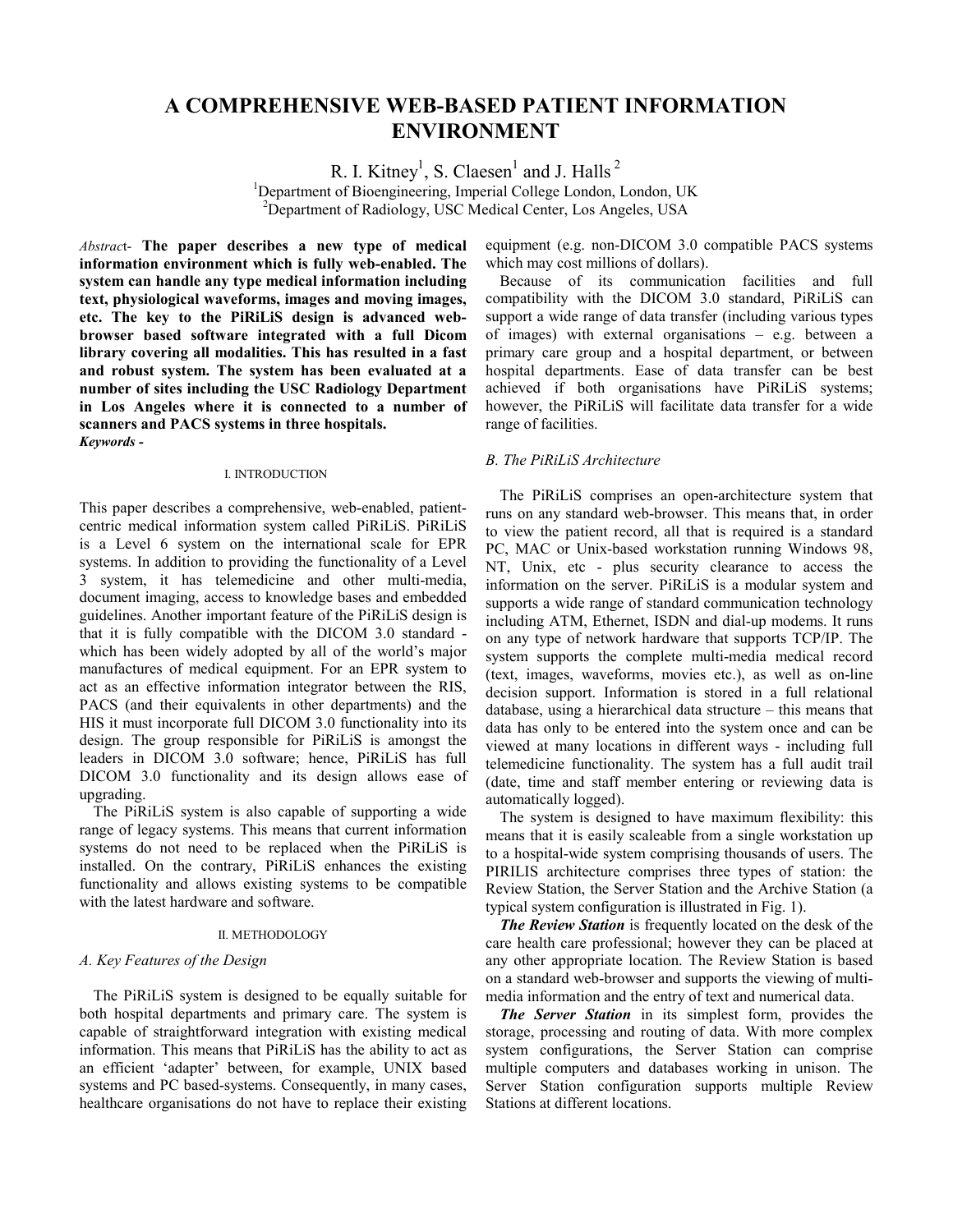# A COMPREHENSIVE WEB-BASED PATIENT INFORMATION ENVIRONMENT

R. I. Kitney[1], S. Claesen[1] and J. Halls [2]

[1]Department of Bioengineering, Imperial College London, London, UK

[2]Department of Radiology, USC Medical Center, Los Angeles, USA

*Abstract*- **The paper describes a new type of medical information environment which is fully web-enabled. The system can handle any type medical information including text, physiological waveforms, images and moving images, etc. The key to the PiRiLiS design is advanced web-browser based software integrated with a full Dicom library covering all modalities. This has resulted in a fast and robust system. The system has been evaluated at a number of sites including the USC Radiology Department in Los Angeles where it is connected to a number of scanners and PACS systems in three hospitals.**

***Keywords -***

## I. INTRODUCTION

This paper describes a comprehensive, web-enabled, patient-centric medical information system called PiRiLiS. PiRiLiS is a Level 6 system on the international scale for EPR systems. In addition to providing the functionality of a Level 3 system, it has telemedicine and other multi-media, document imaging, access to knowledge bases and embedded guidelines. Another important feature of the PiRiLiS design is that it is fully compatible with the DICOM 3.0 standard - which has been widely adopted by all of the world's major manufactures of medical equipment. For an EPR system to act as an effective information integrator between the RIS, PACS (and their equivalents in other departments) and the HIS it must incorporate full DICOM 3.0 functionality into its design. The group responsible for PiRiLiS is amongst the leaders in DICOM 3.0 software; hence, PiRiLiS has full DICOM 3.0 functionality and its design allows ease of upgrading.

The PiRiLiS system is also capable of supporting a wide range of legacy systems. This means that current information systems do not need to be replaced when the PiRiLiS is installed. On the contrary, PiRiLiS enhances the existing functionality and allows existing systems to be compatible with the latest hardware and software.

## II. METHODOLOGY

### *A. Key Features of the Design*

The PiRiLiS system is designed to be equally suitable for both hospital departments and primary care. The system is capable of straightforward integration with existing medical information. This means that PiRiLiS has the ability to act as an efficient 'adapter' between, for example, UNIX based systems and PC based-systems. Consequently, in many cases, healthcare organisations do not have to replace their existing equipment (e.g. non-DICOM 3.0 compatible PACS systems which may cost millions of dollars).

Because of its communication facilities and full compatibility with the DICOM 3.0 standard, PiRiLiS can support a wide range of data transfer (including various types of images) with external organisations – e.g. between a primary care group and a hospital department, or between hospital departments. Ease of data transfer can be best achieved if both organisations have PiRiLiS systems; however, the PiRiLiS will facilitate data transfer for a wide range of facilities.

### *B. The PiRiLiS Architecture*

The PiRiLiS comprises an open-architecture system that runs on any standard web-browser. This means that, in order to view the patient record, all that is required is a standard PC, MAC or Unix-based workstation running Windows 98, NT, Unix, etc - plus security clearance to access the information on the server. PiRiLiS is a modular system and supports a wide range of standard communication technology including ATM, Ethernet, ISDN and dial-up modems. It runs on any type of network hardware that supports TCP/IP. The system supports the complete multi-media medical record (text, images, waveforms, movies etc.), as well as on-line decision support. Information is stored in a full relational database, using a hierarchical data structure – this means that data has only to be entered into the system once and can be viewed at many locations in different ways - including full telemedicine functionality. The system has a full audit trail (date, time and staff member entering or reviewing data is automatically logged).

The system is designed to have maximum flexibility: this means that it is easily scaleable from a single workstation up to a hospital-wide system comprising thousands of users. The PIRILIS architecture comprises three types of station: the Review Station, the Server Station and the Archive Station (a typical system configuration is illustrated in Fig. 1).

***The Review Station*** is frequently located on the desk of the care health care professional; however they can be placed at any other appropriate location. The Review Station is based on a standard web-browser and supports the viewing of multi-media information and the entry of text and numerical data.

***The Server Station*** in its simplest form, provides the storage, processing and routing of data. With more complex system configurations, the Server Station can comprise multiple computers and databases working in unison. The Server Station configuration supports multiple Review Stations at different locations.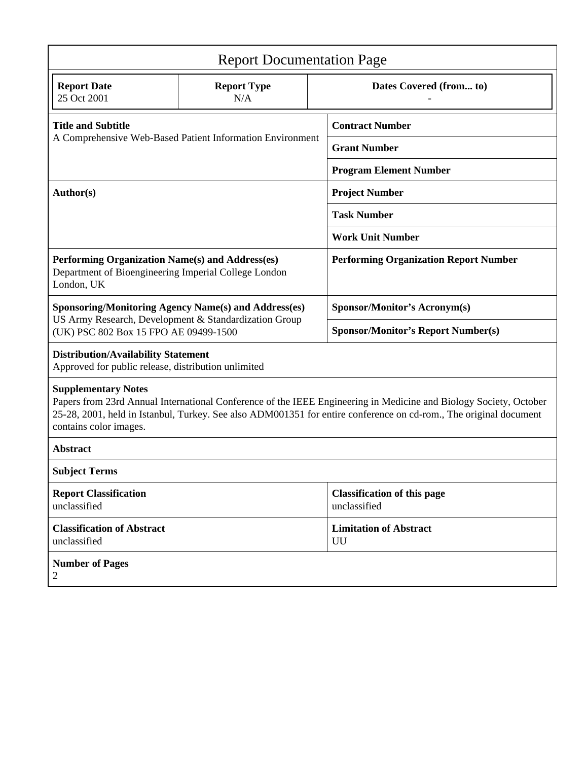# Report Documentation Page

| Report Date | Report Type | Dates Covered (from... to) |
|---|---|---|
| 25 Oct 2001 | N/A | - |

| | |
|---|---|
| **Title and Subtitle**<br>A Comprehensive Web-Based Patient Information Environment | **Contract Number** |
| | **Grant Number** |
| | **Program Element Number** |
| **Author(s)** | **Project Number** |
| | **Task Number** |
| | **Work Unit Number** |
| **Performing Organization Name(s) and Address(es)**<br>Department of Bioengineering Imperial College London London, UK | **Performing Organization Report Number** |
| **Sponsoring/Monitoring Agency Name(s) and Address(es)**<br>US Army Research, Development & Standardization Group (UK) PSC 802 Box 15 FPO AE 09499-1500 | **Sponsor/Monitor's Acronym(s)** |
| | **Sponsor/Monitor's Report Number(s)** |

**Distribution/Availability Statement**
Approved for public release, distribution unlimited

**Supplementary Notes**
Papers from 23rd Annual International Conference of the IEEE Engineering in Medicine and Biology Society, October 25-28, 2001, held in Istanbul, Turkey. See also ADM001351 for entire conference on cd-rom., The original document contains color images.

**Abstract**

**Subject Terms**

| | |
|---|---|
| **Report Classification**<br>unclassified | **Classification of this page**<br>unclassified |
| **Classification of Abstract**<br>unclassified | **Limitation of Abstract**<br>UU |

**Number of Pages**
2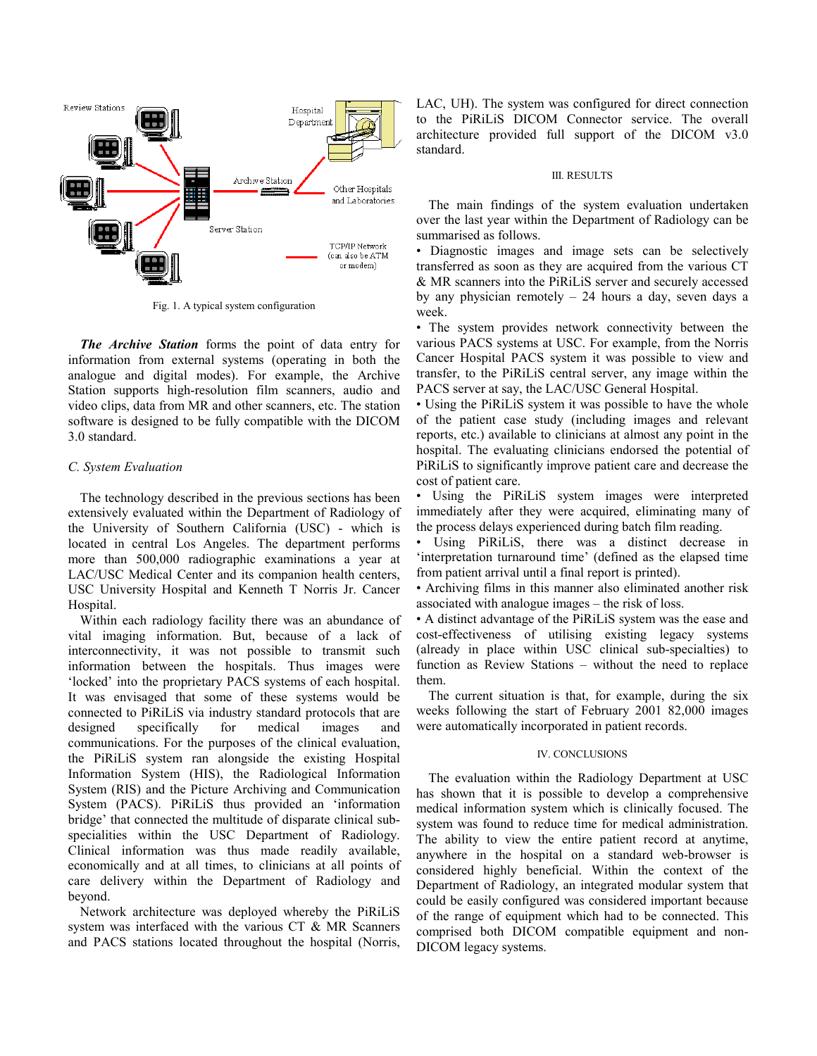Review Stations

Hospital Department

Archive Station

Other Hospitals and Laboratories

Server Station

TCP/IP Network (can also be ATM or modem)

Fig. 1. A typical system configuration

***The Archive Station*** forms the point of data entry for information from external systems (operating in both the analogue and digital modes). For example, the Archive Station supports high-resolution film scanners, audio and video clips, data from MR and other scanners, etc. The station software is designed to be fully compatible with the DICOM 3.0 standard.

### *C. System Evaluation*

The technology described in the previous sections has been extensively evaluated within the Department of Radiology of the University of Southern California (USC) - which is located in central Los Angeles. The department performs more than 500,000 radiographic examinations a year at LAC/USC Medical Center and its companion health centers, USC University Hospital and Kenneth T Norris Jr. Cancer Hospital.

Within each radiology facility there was an abundance of vital imaging information. But, because of a lack of interconnectivity, it was not possible to transmit such information between the hospitals. Thus images were 'locked' into the proprietary PACS systems of each hospital. It was envisaged that some of these systems would be connected to PiRiLiS via industry standard protocols that are designed specifically for medical images and communications. For the purposes of the clinical evaluation, the PiRiLiS system ran alongside the existing Hospital Information System (HIS), the Radiological Information System (RIS) and the Picture Archiving and Communication System (PACS). PiRiLiS thus provided an 'information bridge' that connected the multitude of disparate clinical sub-specialities within the USC Department of Radiology. Clinical information was thus made readily available, economically and at all times, to clinicians at all points of care delivery within the Department of Radiology and beyond.

Network architecture was deployed whereby the PiRiLiS system was interfaced with the various CT & MR Scanners and PACS stations located throughout the hospital (Norris, LAC, UH). The system was configured for direct connection to the PiRiLiS DICOM Connector service. The overall architecture provided full support of the DICOM v3.0 standard.

## III. RESULTS

The main findings of the system evaluation undertaken over the last year within the Department of Radiology can be summarised as follows.

- Diagnostic images and image sets can be selectively transferred as soon as they are acquired from the various CT & MR scanners into the PiRiLiS server and securely accessed by any physician remotely – 24 hours a day, seven days a week.
- The system provides network connectivity between the various PACS systems at USC. For example, from the Norris Cancer Hospital PACS system it was possible to view and transfer, to the PiRiLiS central server, any image within the PACS server at say, the LAC/USC General Hospital.
- Using the PiRiLiS system it was possible to have the whole of the patient case study (including images and relevant reports, etc.) available to clinicians at almost any point in the hospital. The evaluating clinicians endorsed the potential of PiRiLiS to significantly improve patient care and decrease the cost of patient care.
- Using the PiRiLiS system images were interpreted immediately after they were acquired, eliminating many of the process delays experienced during batch film reading.
- Using PiRiLiS, there was a distinct decrease in 'interpretation turnaround time' (defined as the elapsed time from patient arrival until a final report is printed).
- Archiving films in this manner also eliminated another risk associated with analogue images – the risk of loss.
- A distinct advantage of the PiRiLiS system was the ease and cost-effectiveness of utilising existing legacy systems (already in place within USC clinical sub-specialties) to function as Review Stations – without the need to replace them.

The current situation is that, for example, during the six weeks following the start of February 2001 82,000 images were automatically incorporated in patient records.

## IV. CONCLUSIONS

The evaluation within the Radiology Department at USC has shown that it is possible to develop a comprehensive medical information system which is clinically focused. The system was found to reduce time for medical administration. The ability to view the entire patient record at anytime, anywhere in the hospital on a standard web-browser is considered highly beneficial. Within the context of the Department of Radiology, an integrated modular system that could be easily configured was considered important because of the range of equipment which had to be connected. This comprised both DICOM compatible equipment and non-DICOM legacy systems.